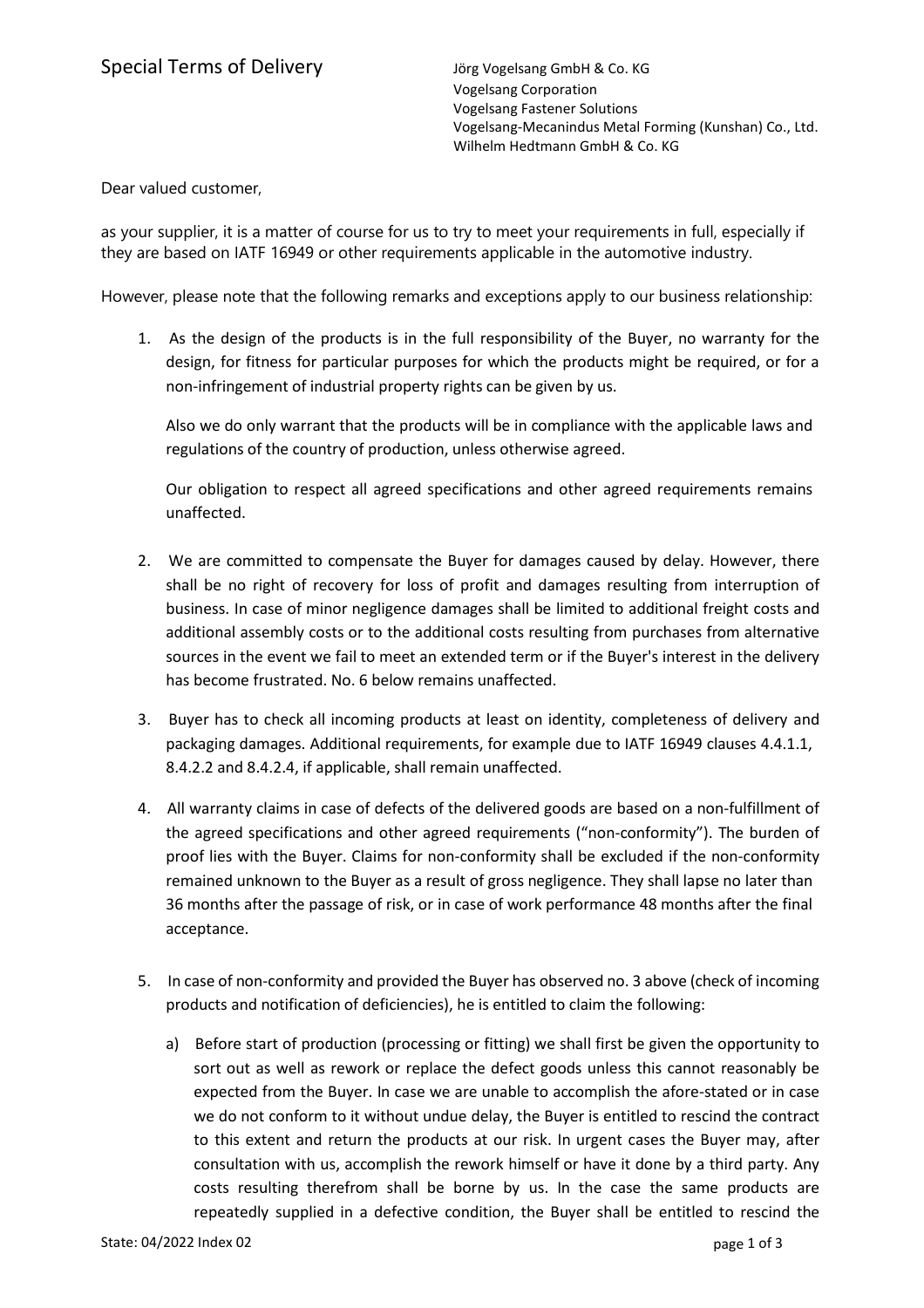# Special Terms of Delivery

Jörg Vogelsang GmbH & Co. KG
Vogelsang Corporation
Vogelsang Fastener Solutions
Vogelsang-Mecanindus Metal Forming (Kunshan) Co., Ltd.
Wilhelm Hedtmann GmbH & Co. KG

Dear valued customer,

as your supplier, it is a matter of course for us to try to meet your requirements in full, especially if they are based on IATF 16949 or other requirements applicable in the automotive industry.

However, please note that the following remarks and exceptions apply to our business relationship:

1. As the design of the products is in the full responsibility of the Buyer, no warranty for the design, for fitness for particular purposes for which the products might be required, or for a non-infringement of industrial property rights can be given by us.

   Also we do only warrant that the products will be in compliance with the applicable laws and regulations of the country of production, unless otherwise agreed.

   Our obligation to respect all agreed specifications and other agreed requirements remains unaffected.

2. We are committed to compensate the Buyer for damages caused by delay. However, there shall be no right of recovery for loss of profit and damages resulting from interruption of business. In case of minor negligence damages shall be limited to additional freight costs and additional assembly costs or to the additional costs resulting from purchases from alternative sources in the event we fail to meet an extended term or if the Buyer's interest in the delivery has become frustrated. No. 6 below remains unaffected.

3. Buyer has to check all incoming products at least on identity, completeness of delivery and packaging damages. Additional requirements, for example due to IATF 16949 clauses 4.4.1.1, 8.4.2.2 and 8.4.2.4, if applicable, shall remain unaffected.

4. All warranty claims in case of defects of the delivered goods are based on a non-fulfillment of the agreed specifications and other agreed requirements ("non-conformity"). The burden of proof lies with the Buyer. Claims for non-conformity shall be excluded if the non-conformity remained unknown to the Buyer as a result of gross negligence. They shall lapse no later than 36 months after the passage of risk, or in case of work performance 48 months after the final acceptance.

5. In case of non-conformity and provided the Buyer has observed no. 3 above (check of incoming products and notification of deficiencies), he is entitled to claim the following:

   a) Before start of production (processing or fitting) we shall first be given the opportunity to sort out as well as rework or replace the defect goods unless this cannot reasonably be expected from the Buyer. In case we are unable to accomplish the afore-stated or in case we do not conform to it without undue delay, the Buyer is entitled to rescind the contract to this extent and return the products at our risk. In urgent cases the Buyer may, after consultation with us, accomplish the rework himself or have it done by a third party. Any costs resulting therefrom shall be borne by us. In the case the same products are repeatedly supplied in a defective condition, the Buyer shall be entitled to rescind the

State: 04/2022 Index 02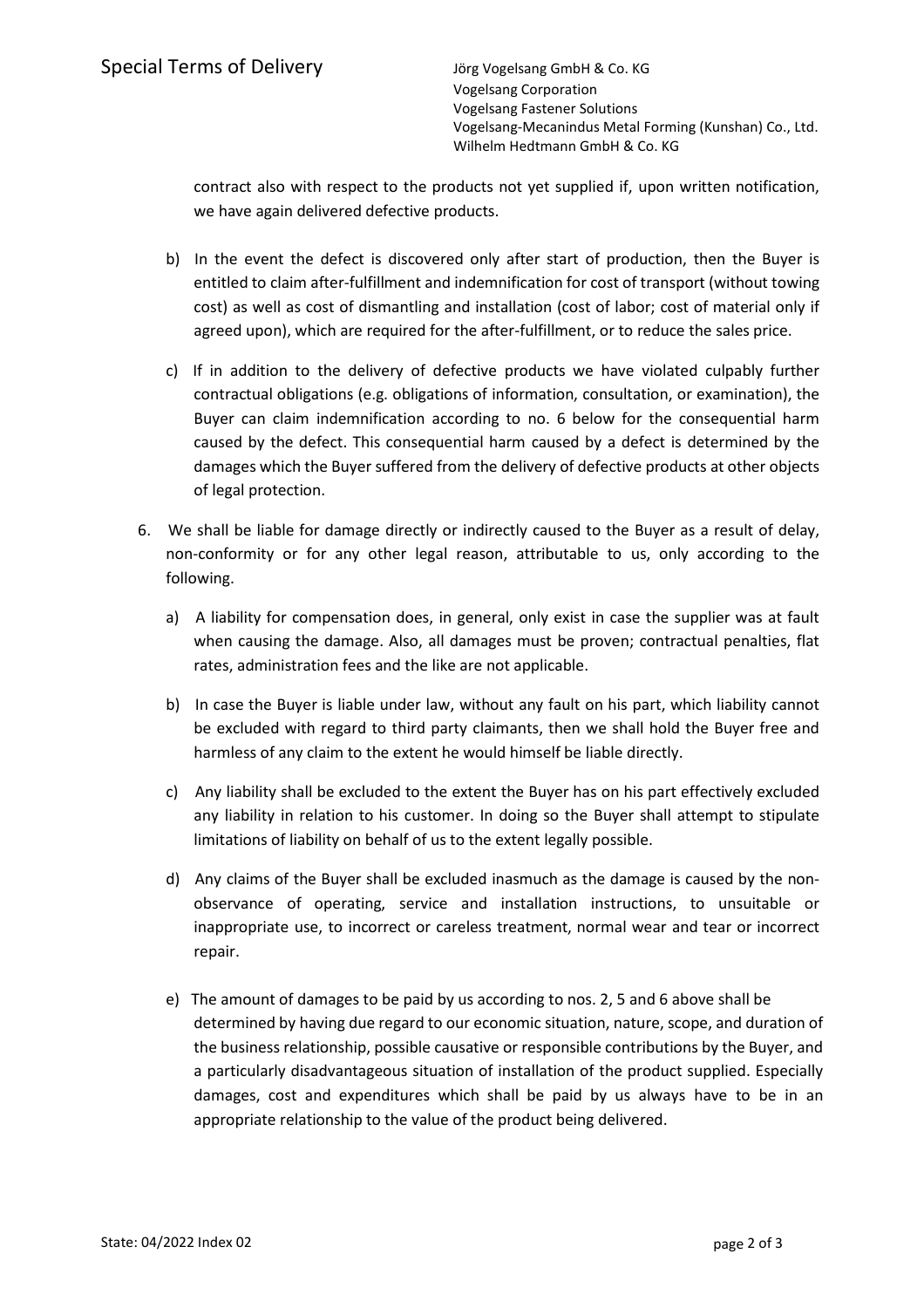contract also with respect to the products not yet supplied if, upon written notification, we have again delivered defective products.

b) In the event the defect is discovered only after start of production, then the Buyer is entitled to claim after-fulfillment and indemnification for cost of transport (without towing cost) as well as cost of dismantling and installation (cost of labor; cost of material only if agreed upon), which are required for the after-fulfillment, or to reduce the sales price.

c) If in addition to the delivery of defective products we have violated culpably further contractual obligations (e.g. obligations of information, consultation, or examination), the Buyer can claim indemnification according to no. 6 below for the consequential harm caused by the defect. This consequential harm caused by a defect is determined by the damages which the Buyer suffered from the delivery of defective products at other objects of legal protection.

6. We shall be liable for damage directly or indirectly caused to the Buyer as a result of delay, non-conformity or for any other legal reason, attributable to us, only according to the following.

   a) A liability for compensation does, in general, only exist in case the supplier was at fault when causing the damage. Also, all damages must be proven; contractual penalties, flat rates, administration fees and the like are not applicable.

   b) In case the Buyer is liable under law, without any fault on his part, which liability cannot be excluded with regard to third party claimants, then we shall hold the Buyer free and harmless of any claim to the extent he would himself be liable directly.

   c) Any liability shall be excluded to the extent the Buyer has on his part effectively excluded any liability in relation to his customer. In doing so the Buyer shall attempt to stipulate limitations of liability on behalf of us to the extent legally possible.

   d) Any claims of the Buyer shall be excluded inasmuch as the damage is caused by the non-observance of operating, service and installation instructions, to unsuitable or inappropriate use, to incorrect or careless treatment, normal wear and tear or incorrect repair.

   e) The amount of damages to be paid by us according to nos. 2, 5 and 6 above shall be determined by having due regard to our economic situation, nature, scope, and duration of the business relationship, possible causative or responsible contributions by the Buyer, and a particularly disadvantageous situation of installation of the product supplied. Especially damages, cost and expenditures which shall be paid by us always have to be in an appropriate relationship to the value of the product being delivered.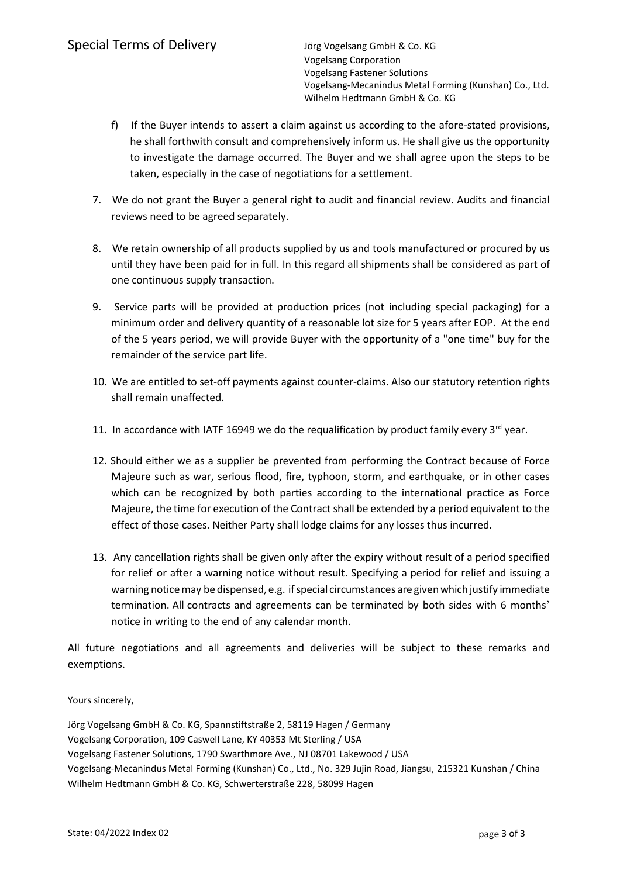f) If the Buyer intends to assert a claim against us according to the afore-stated provisions, he shall forthwith consult and comprehensively inform us. He shall give us the opportunity to investigate the damage occurred. The Buyer and we shall agree upon the steps to be taken, especially in the case of negotiations for a settlement.

7. We do not grant the Buyer a general right to audit and financial review. Audits and financial reviews need to be agreed separately.

8. We retain ownership of all products supplied by us and tools manufactured or procured by us until they have been paid for in full. In this regard all shipments shall be considered as part of one continuous supply transaction.

9. Service parts will be provided at production prices (not including special packaging) for a minimum order and delivery quantity of a reasonable lot size for 5 years after EOP. At the end of the 5 years period, we will provide Buyer with the opportunity of a "one time" buy for the remainder of the service part life.

10. We are entitled to set-off payments against counter-claims. Also our statutory retention rights shall remain unaffected.

11. In accordance with IATF 16949 we do the requalification by product family every 3rd year.

12. Should either we as a supplier be prevented from performing the Contract because of Force Majeure such as war, serious flood, fire, typhoon, storm, and earthquake, or in other cases which can be recognized by both parties according to the international practice as Force Majeure, the time for execution of the Contract shall be extended by a period equivalent to the effect of those cases. Neither Party shall lodge claims for any losses thus incurred.

13. Any cancellation rights shall be given only after the expiry without result of a period specified for relief or after a warning notice without result. Specifying a period for relief and issuing a warning notice may be dispensed, e.g. if special circumstances are given which justify immediate termination. All contracts and agreements can be terminated by both sides with 6 months' notice in writing to the end of any calendar month.

All future negotiations and all agreements and deliveries will be subject to these remarks and exemptions.

Yours sincerely,

Jörg Vogelsang GmbH & Co. KG, Spannstiftstraße 2, 58119 Hagen / Germany
Vogelsang Corporation, 109 Caswell Lane, KY 40353 Mt Sterling / USA
Vogelsang Fastener Solutions, 1790 Swarthmore Ave., NJ 08701 Lakewood / USA
Vogelsang-Mecanindus Metal Forming (Kunshan) Co., Ltd., No. 329 Jujin Road, Jiangsu, 215321 Kunshan / China
Wilhelm Hedtmann GmbH & Co. KG, Schwerterstraße 228, 58099 Hagen

State: 04/2022 Index 02